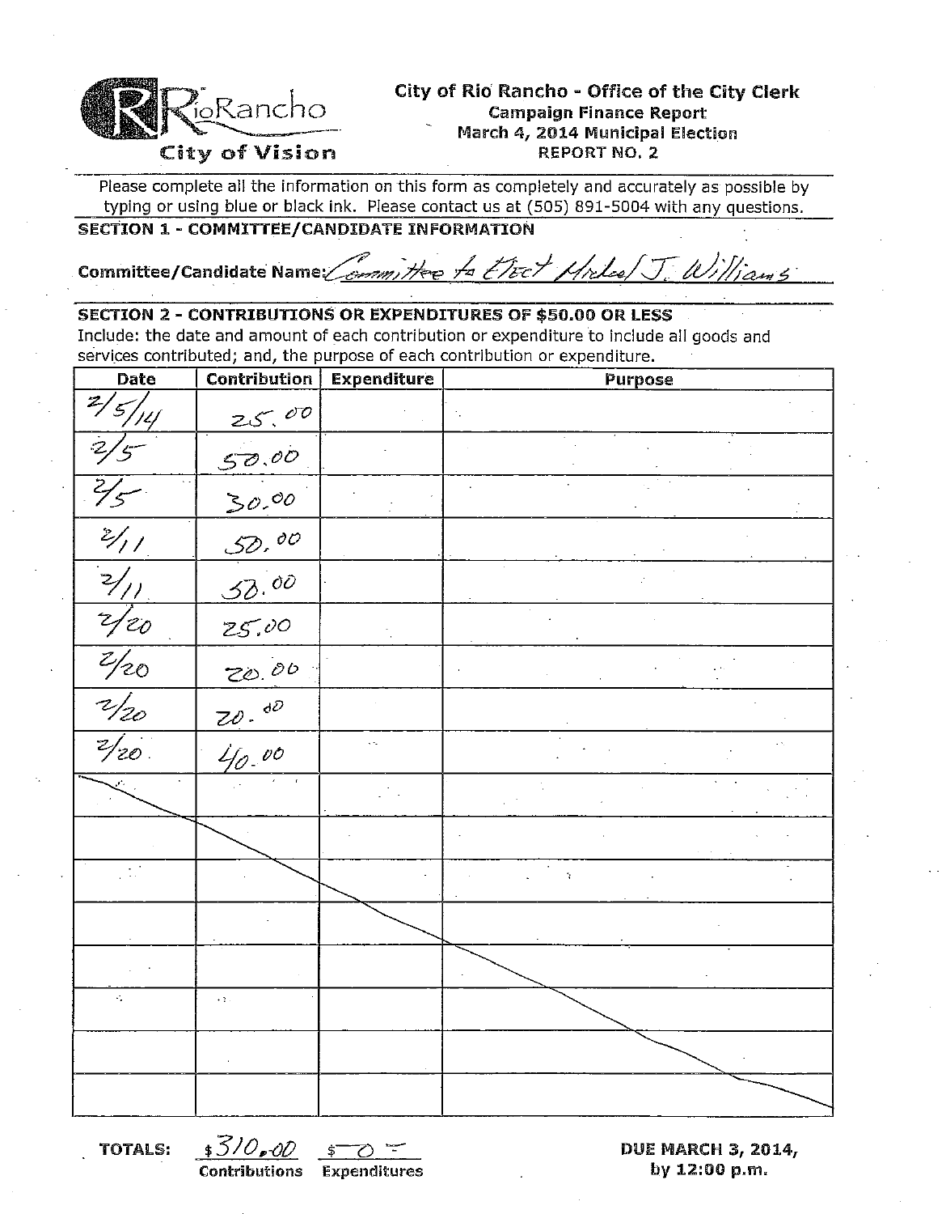RioRancho
City of Vision

**City of Rio Rancho - Office of the City Clerk**
**Campaign Finance Report**
**March 4, 2014 Municipal Election**
**REPORT NO. 2**

Please complete all the information on this form as completely and accurately as possible by typing or using blue or black ink. Please contact us at (505) 891-5004 with any questions.

**SECTION 1 - COMMITTEE/CANDIDATE INFORMATION**

**Committee/Candidate Name:** Committee to Elect Michael J. Williams

**SECTION 2 - CONTRIBUTIONS OR EXPENDITURES OF $50.00 OR LESS**

Include: the date and amount of each contribution or expenditure to include all goods and services contributed; and, the purpose of each contribution or expenditure.

| Date | Contribution | Expenditure | Purpose |
|---|---|---|---|
| 2/5/14 | 25.00 | | |
| 2/5 | 50.00 | | |
| 2/5 | 30.00 | | |
| 2/11 | 50.00 | | |
| 2/11 | 50.00 | | |
| 2/20 | 25.00 | | |
| 2/20 | 20.00 | | |
| 2/20 | 20.00 | | |
| 2/20 | 40.00 | | |
| | | | |
| | | | |
| | | | |
| | | | |
| | | | |
| | | | |
| | | | |
| | | | |

**TOTALS:** $310.00 (Contributions) $ -0- (Expenditures)

**DUE MARCH 3, 2014, by 12:00 p.m.**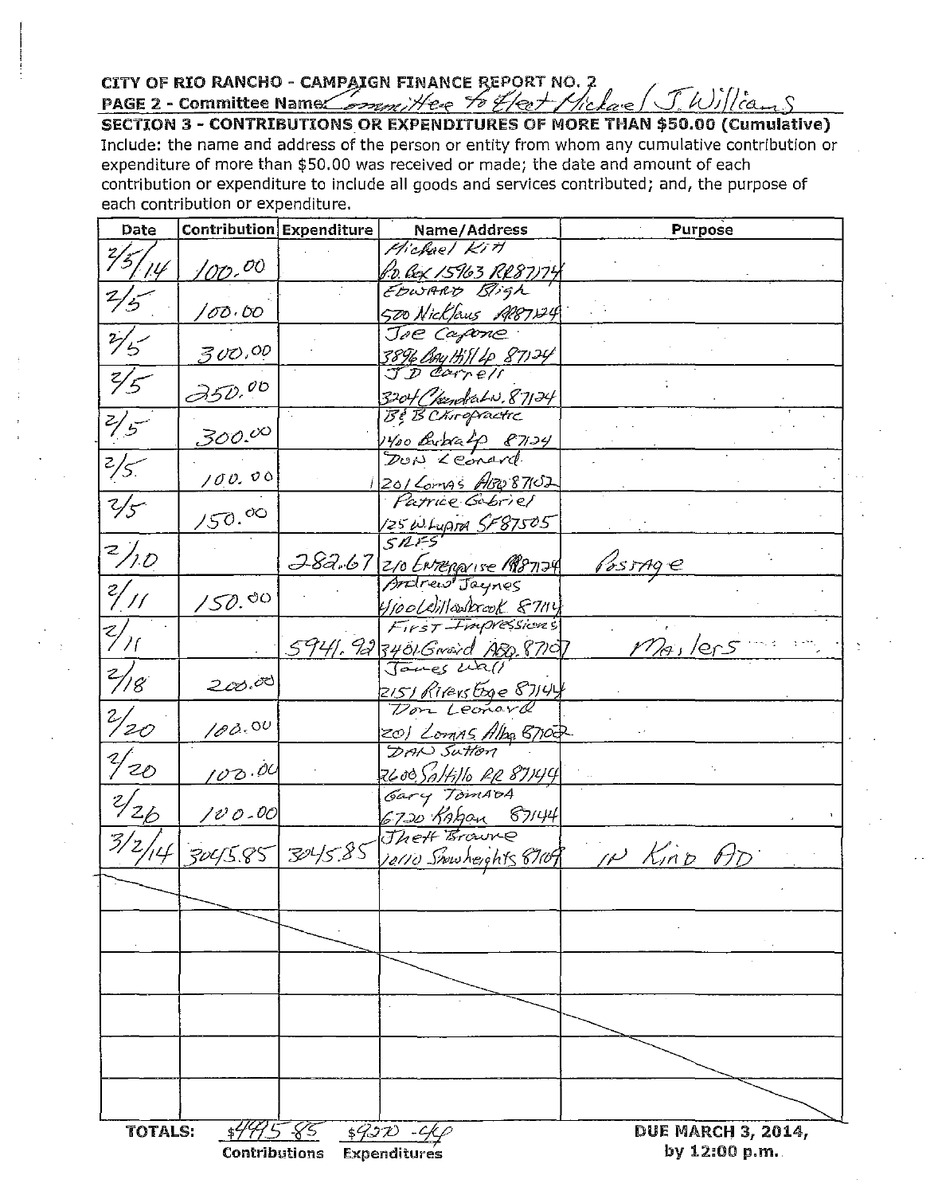**CITY OF RIO RANCHO - CAMPAIGN FINANCE REPORT NO. 2**

**PAGE 2 - Committee Name:** Committee to Elect Michael J. Williams

**SECTION 3 - CONTRIBUTIONS OR EXPENDITURES OF MORE THAN $50.00 (Cumulative)**

Include: the name and address of the person or entity from whom any cumulative contribution or expenditure of more than $50.00 was received or made; the date and amount of each contribution or expenditure to include all goods and services contributed; and, the purpose of each contribution or expenditure.

| Date | Contribution | Expenditure | Name/Address | Purpose |
|---|---|---|---|---|
| 2/5/14 | 100.00 | | Michael Kith<br>P.O. Box 15963 RR 87174 | |
| 2/5 | 100.00 | | Edward Bligh<br>500 Nicklaus RR 87124 | |
| 2/5 | 300.00 | | Joe Capone<br>3896 Bay Hill Lp 87124 | |
| 2/5 | 250.00 | | J D Carrell<br>3204 Chendra Ln. 87124 | |
| 2/5 | 300.00 | | B & B Chiropractic<br>1400 Barbara Lp 87124 | |
| 2/5 | 100.00 | | Don Leonard<br>201 Lomas ABQ 87102 | |
| 2/5 | 150.00 | | Patrice Gabriel<br>125 W Lupita SF 87505 | |
| 2/10 | | 282.67 | SRFS<br>210 Enterprise RR 87124 | Postage |
| 2/11 | 150.00 | | Andrew Jaynes<br>4100 Willowbrook 87114 | |
| 2/11 | | 5941.92 | First Impressions<br>3401 Grand ABQ 87107 | Mailers |
| 2/18 | 200.00 | | James Wall<br>2151 Rivers Edge 87144 | |
| 2/20 | 100.00 | | Don Leonard<br>201 Lomas Albq 87102 | |
| 2/20 | 100.00 | | Dan Sutton<br>2600 Saltillo RR 87144 | |
| 2/26 | 100.00 | | Gary Tomada<br>6720 Kafton 87144 | |
| 3/2/14 | 3045.85 | 3045.85 | Jhett Browne<br>10110 Snowheights 87109 | In Kind AD |
| | | | | |
| | | | | |
| | | | | |
| | | | | |
| | | | | |
| | | | | |
| | | | | |

**TOTALS:** $4995.85 Contributions  $9270.44 Expenditures

**DUE MARCH 3, 2014, by 12:00 p.m.**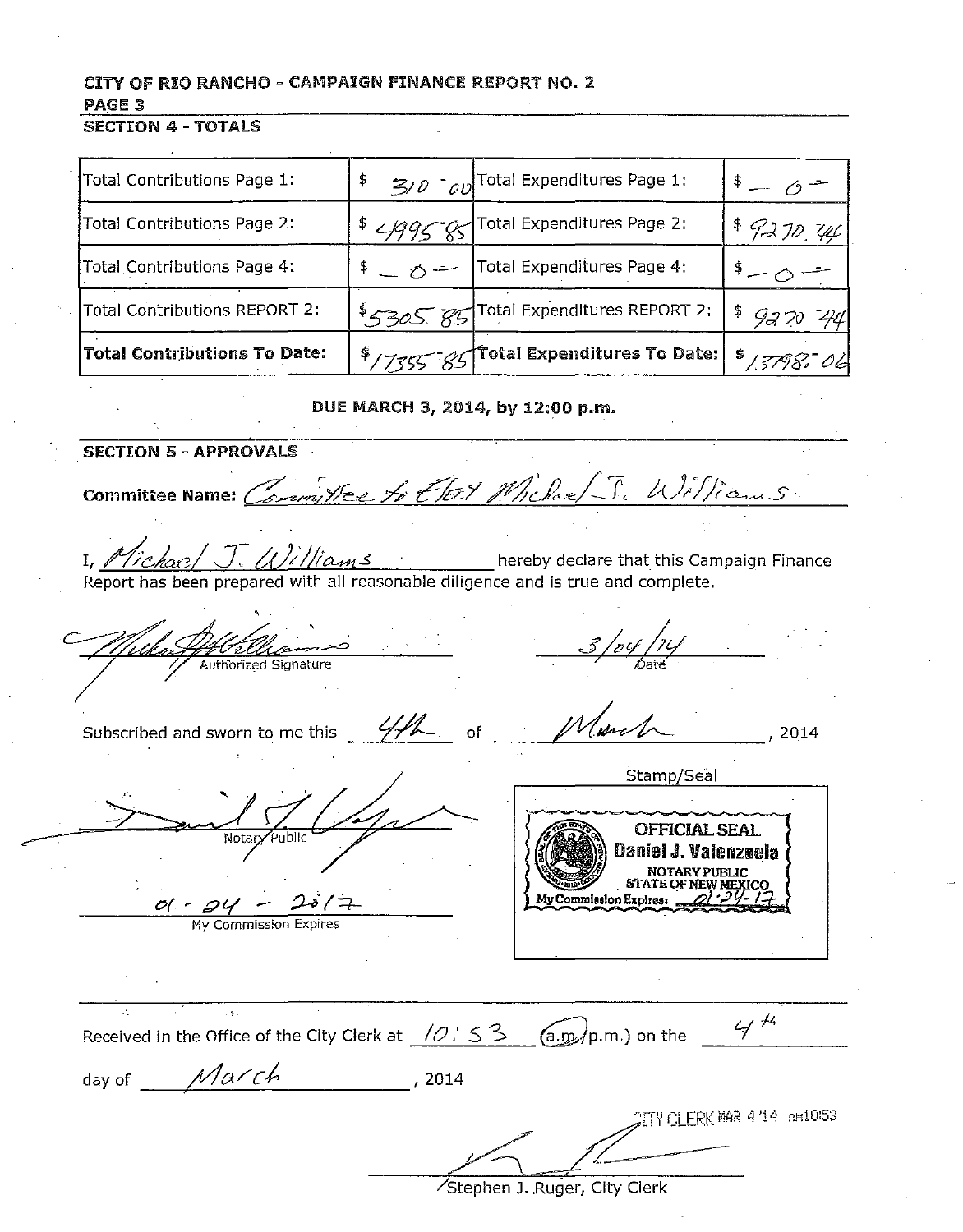CITY OF RIO RANCHO - CAMPAIGN FINANCE REPORT NO. 2
PAGE 3

## SECTION 4 - TOTALS

| | | | |
|---|---|---|---|
| Total Contributions Page 1: | $ 310.00 | Total Expenditures Page 1: | $ -0- |
| Total Contributions Page 2: | $ 4995.85 | Total Expenditures Page 2: | $ 9270.44 |
| Total Contributions Page 4: | $ -0- | Total Expenditures Page 4: | $ -0- |
| Total Contributions REPORT 2: | $ 5305.85 | Total Expenditures REPORT 2: | $ 9270.44 |
| **Total Contributions To Date:** | $ 17355.85 | **Total Expenditures To Date:** | $ 13798.06 |

**DUE MARCH 3, 2014, by 12:00 p.m.**

## SECTION 5 - APPROVALS

**Committee Name:** Committee to Elect Michael J. Williams

I, Michael J. Williams hereby declare that this Campaign Finance Report has been prepared with all reasonable diligence and is true and complete.

[Signature] 
Authorized Signature

3/04/14 
Date

Subscribed and sworn to me this 4th of March, 2014

[Signature] 
Notary Public

01-24-2017 
My Commission Expires

Stamp/Seal

OFFICIAL SEAL 
Daniel J. Valenzuela 
NOTARY PUBLIC 
STATE OF NEW MEXICO 
My Commission Expires: 01-24-17

Received in the Office of the City Clerk at 10:53 (a.m./p.m.) on the 4th day of March, 2014

CITY CLERK MAR 4 '14 AM10:53

[Signature] 
Stephen J. Ruger, City Clerk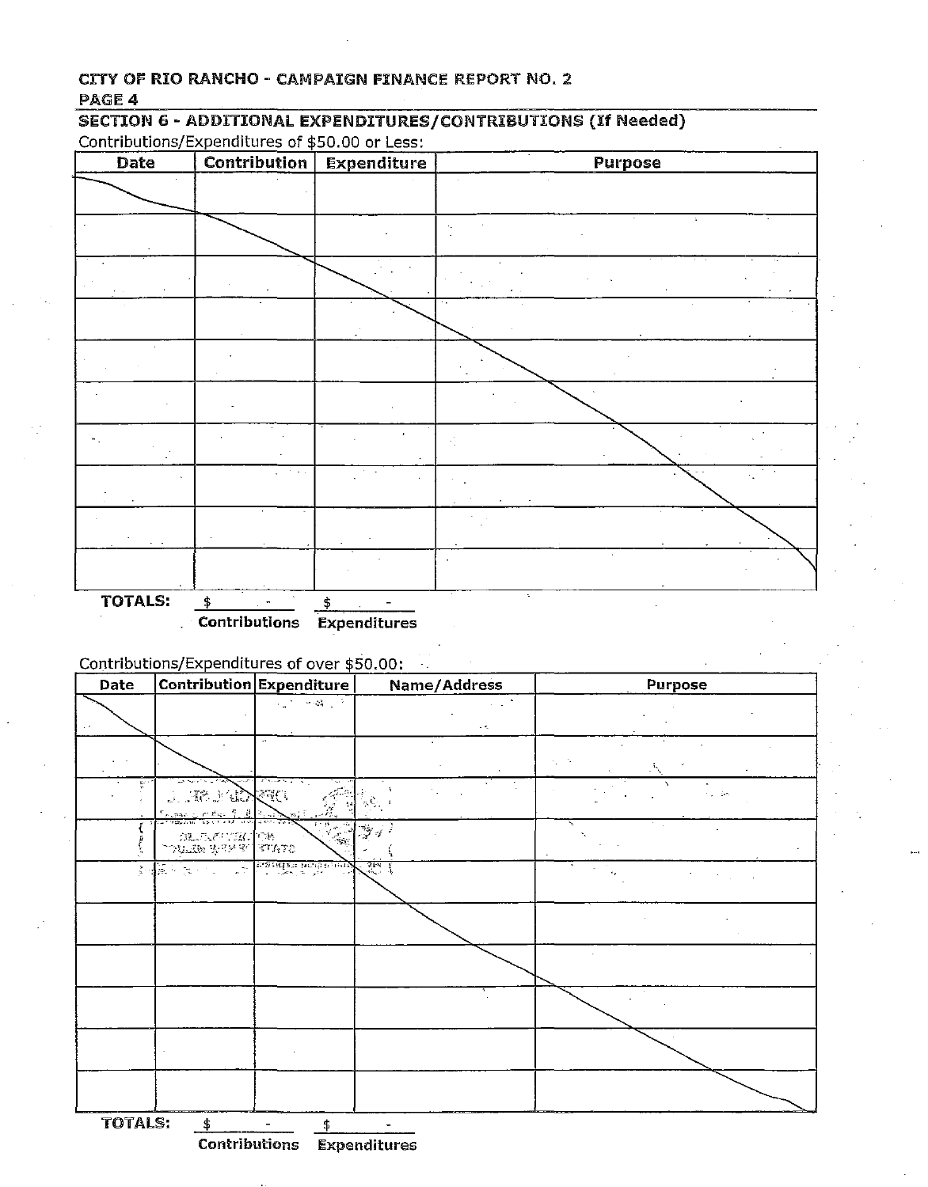CITY OF RIO RANCHO - CAMPAIGN FINANCE REPORT NO. 2

PAGE 4

## SECTION 6 - ADDITIONAL EXPENDITURES/CONTRIBUTIONS (If Needed)

Contributions/Expenditures of $50.00 or Less:

| Date | Contribution | Expenditure | Purpose |
|---|---|---|---|
| | | | |
| | | | |
| | | | |
| | | | |
| | | | |
| | | | |
| | | | |
| | | | |
| | | | |
| | | | |

**TOTALS:** $ - (Contributions) $ - (Expenditures)

Contributions/Expenditures of over $50.00:

| Date | Contribution | Expenditure | Name/Address | Purpose |
|---|---|---|---|---|
| | | | | |
| | | | | |
| | | | | |
| | | | | |
| | | | | |
| | | | | |
| | | | | |
| | | | | |
| | | | | |
| | | | | |

**TOTALS:** $ - (Contributions) $ - (Expenditures)